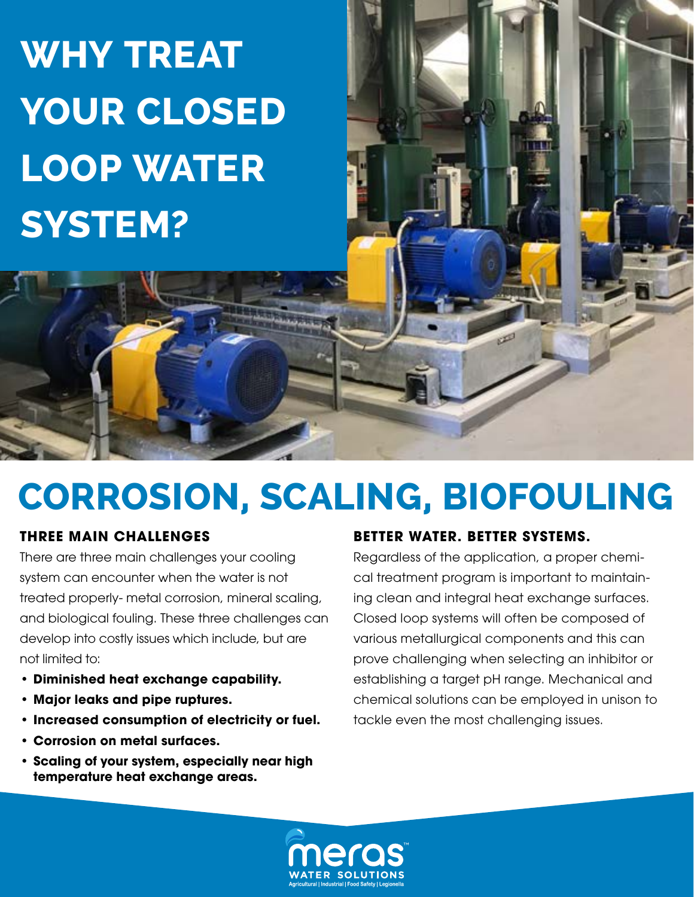# WHY TREAT YOUR CLOSED LOOP WATER SYSTEM?

# CORROSION, SCALING, BIOFOULING

### THREE MAIN CHALLENGES

There are three main challenges your cooling system can encounter when the water is not treated properly- metal corrosion, mineral scaling, and biological fouling. These three challenges can develop into costly issues which include, but are not limited to:

- **Diminished heat exchange capability.**
- **Major leaks and pipe ruptures.**
- **Increased consumption of electricity or fuel.**
- **Corrosion on metal surfaces.**
- **Scaling of your system, especially near high temperature heat exchange areas.**

### BETTER WATER. BETTER SYSTEMS.

Regardless of the application, a proper chemical treatment program is important to maintaining clean and integral heat exchange surfaces. Closed loop systems will often be composed of various metallurgical components and this can prove challenging when selecting an inhibitor or establishing a target pH range. Mechanical and chemical solutions can be employed in unison to tackle even the most challenging issues.

meras™
WATER SOLUTIONS
Agricultural | Industrial | Food Safety | Legionella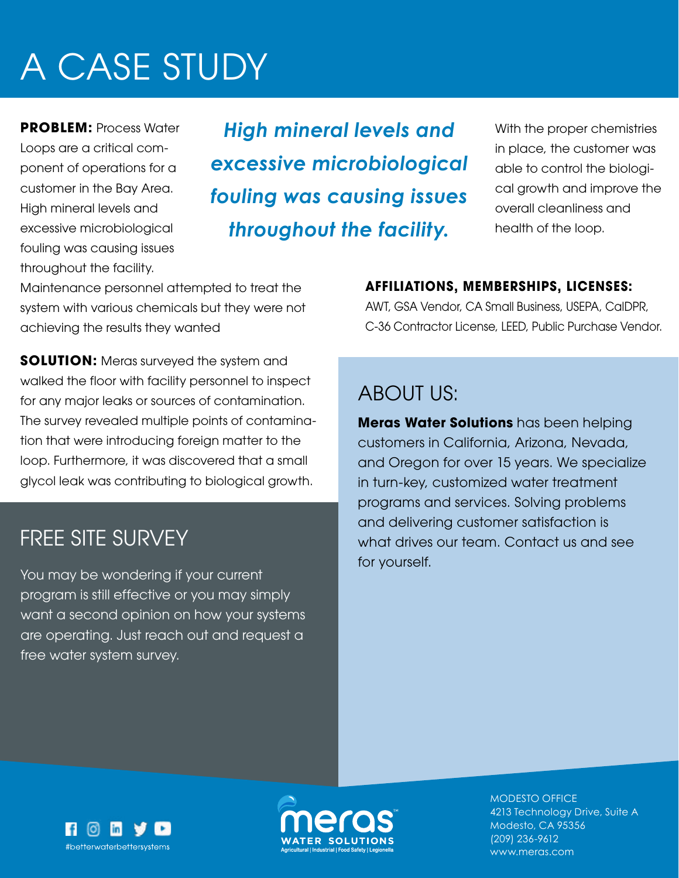# A CASE STUDY

**PROBLEM:** Process Water Loops are a critical component of operations for a customer in the Bay Area. High mineral levels and excessive microbiological fouling was causing issues throughout the facility. Maintenance personnel attempted to treat the system with various chemicals but they were not achieving the results they wanted

*High mineral levels and excessive microbiological fouling was causing issues throughout the facility.*

**SOLUTION:** Meras surveyed the system and walked the floor with facility personnel to inspect for any major leaks or sources of contamination. The survey revealed multiple points of contamination that were introducing foreign matter to the loop. Furthermore, it was discovered that a small glycol leak was contributing to biological growth.

With the proper chemistries in place, the customer was able to control the biological growth and improve the overall cleanliness and health of the loop.

**AFFILIATIONS, MEMBERSHIPS, LICENSES:**
AWT, GSA Vendor, CA Small Business, USEPA, CalDPR, C-36 Contractor License, LEED, Public Purchase Vendor.

## FREE SITE SURVEY

You may be wondering if your current program is still effective or you may simply want a second opinion on how your systems are operating. Just reach out and request a free water system survey.

## ABOUT US:

**Meras Water Solutions** has been helping customers in California, Arizona, Nevada, and Oregon for over 15 years. We specialize in turn-key, customized water treatment programs and services. Solving problems and delivering customer satisfaction is what drives our team. Contact us and see for yourself.

#betterwaterbettersystems

meras™
WATER SOLUTIONS
Agricultural | Industrial | Food Safety | Legionella

MODESTO OFFICE
4213 Technology Drive, Suite A
Modesto, CA 95356
(209) 236-9612
www.meras.com